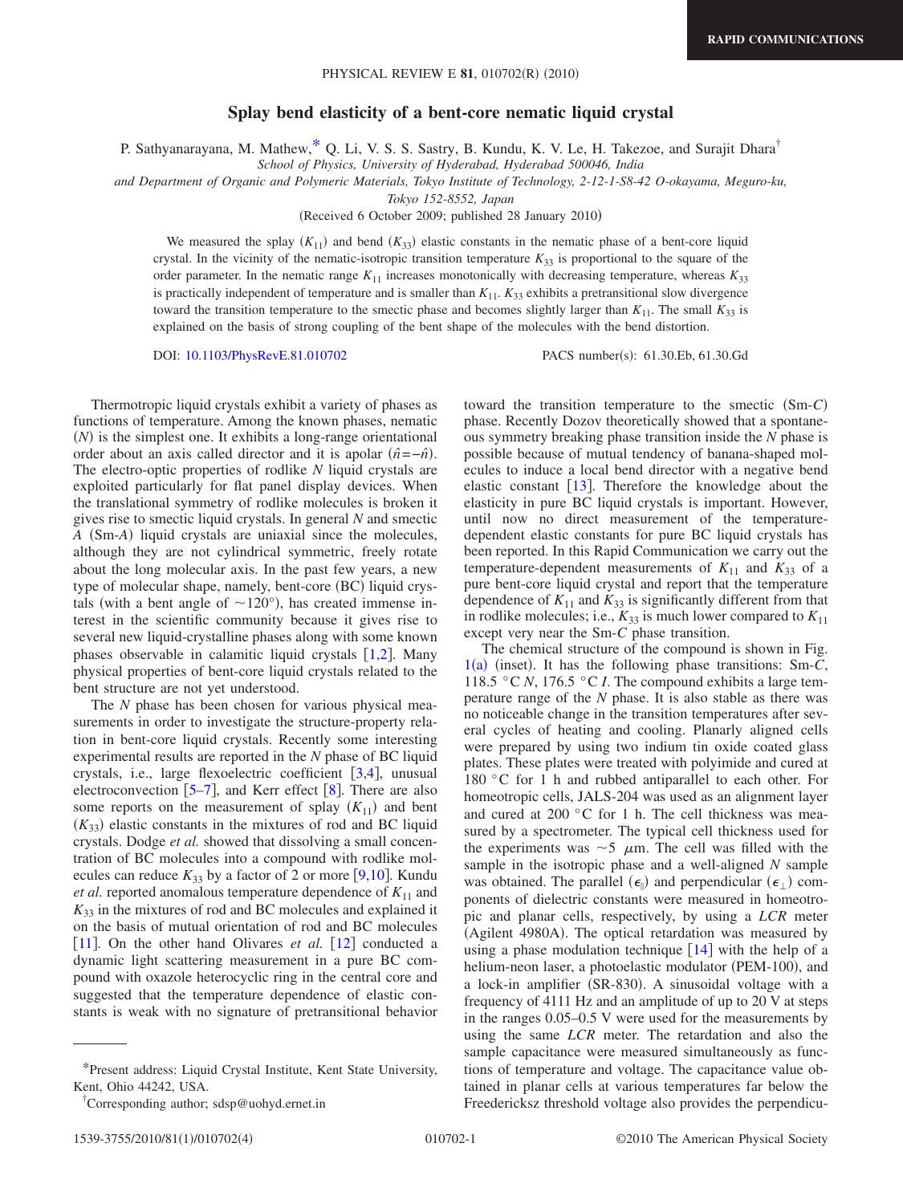# Splay bend elasticity of a bent-core nematic liquid crystal

P. Sathyanarayana, M. Mathew,* Q. Li, V. S. S. Sastry, B. Kundu, K. V. Le, H. Takezoe, and Surajit Dhara†

*School of Physics, University of Hyderabad, Hyderabad 500046, India*

*and Department of Organic and Polymeric Materials, Tokyo Institute of Technology, 2-12-1-S8-42 O-okayama, Meguro-ku, Tokyo 152-8552, Japan*

(Received 6 October 2009; published 28 January 2010)

We measured the splay ($K_{11}$) and bend ($K_{33}$) elastic constants in the nematic phase of a bent-core liquid crystal. In the vicinity of the nematic-isotropic transition temperature $K_{33}$ is proportional to the square of the order parameter. In the nematic range $K_{11}$ increases monotonically with decreasing temperature, whereas $K_{33}$ is practically independent of temperature and is smaller than $K_{11}$. $K_{33}$ exhibits a pretransitional slow divergence toward the transition temperature to the smectic phase and becomes slightly larger than $K_{11}$. The small $K_{33}$ is explained on the basis of strong coupling of the bent shape of the molecules with the bend distortion.

DOI: 10.1103/PhysRevE.81.010702 PACS number(s): 61.30.Eb, 61.30.Gd

Thermotropic liquid crystals exhibit a variety of phases as functions of temperature. Among the known phases, nematic ($N$) is the simplest one. It exhibits a long-range orientational order about an axis called director and it is apolar ($\hat{n}=-\hat{n}$). The electro-optic properties of rodlike $N$ liquid crystals are exploited particularly for flat panel display devices. When the translational symmetry of rodlike molecules is broken it gives rise to smectic liquid crystals. In general $N$ and smectic $A$ (Sm-$A$) liquid crystals are uniaxial since the molecules, although they are not cylindrical symmetric, freely rotate about the long molecular axis. In the past few years, a new type of molecular shape, namely, bent-core (BC) liquid crystals (with a bent angle of $\sim 120°$), has created immense interest in the scientific community because it gives rise to several new liquid-crystalline phases along with some known phases observable in calamitic liquid crystals [1,2]. Many physical properties of bent-core liquid crystals related to the bent structure are not yet understood.

The $N$ phase has been chosen for various physical measurements in order to investigate the structure-property relation in bent-core liquid crystals. Recently some interesting experimental results are reported in the $N$ phase of BC liquid crystals, i.e., large flexoelectric coefficient [3,4], unusual electroconvection [5–7], and Kerr effect [8]. There are also some reports on the measurement of splay ($K_{11}$) and bent ($K_{33}$) elastic constants in the mixtures of rod and BC liquid crystals. Dodge *et al.* showed that dissolving a small concentration of BC molecules into a compound with rodlike molecules can reduce $K_{33}$ by a factor of 2 or more [9,10]. Kundu *et al.* reported anomalous temperature dependence of $K_{11}$ and $K_{33}$ in the mixtures of rod and BC molecules and explained it on the basis of mutual orientation of rod and BC molecules [11]. On the other hand Olivares *et al.* [12] conducted a dynamic light scattering measurement in a pure BC compound with oxazole heterocyclic ring in the central core and suggested that the temperature dependence of elastic constants is weak with no signature of pretransitional behavior toward the transition temperature to the smectic (Sm-$C$) phase. Recently Dozov theoretically showed that a spontaneous symmetry breaking phase transition inside the $N$ phase is possible because of mutual tendency of banana-shaped molecules to induce a local bend director with a negative bend elastic constant [13]. Therefore the knowledge about the elasticity in pure BC liquid crystals is important. However, until now no direct measurement of the temperature-dependent elastic constants for pure BC liquid crystals has been reported. In this Rapid Communication we carry out the temperature-dependent measurements of $K_{11}$ and $K_{33}$ of a pure bent-core liquid crystal and report that the temperature dependence of $K_{11}$ and $K_{33}$ is significantly different from that in rodlike molecules; i.e., $K_{33}$ is much lower compared to $K_{11}$ except very near the Sm-$C$ phase transition.

The chemical structure of the compound is shown in Fig. 1(a) (inset). It has the following phase transitions: Sm-$C$, 118.5 °C $N$, 176.5 °C $I$. The compound exhibits a large temperature range of the $N$ phase. It is also stable as there was no noticeable change in the transition temperatures after several cycles of heating and cooling. Planarly aligned cells were prepared by using two indium tin oxide coated glass plates. These plates were treated with polyimide and cured at 180 °C for 1 h and rubbed antiparallel to each other. For homeotropic cells, JALS-204 was used as an alignment layer and cured at 200 °C for 1 h. The cell thickness was measured by a spectrometer. The typical cell thickness used for the experiments was $\sim 5$ $\mu$m. The cell was filled with the sample in the isotropic phase and a well-aligned $N$ sample was obtained. The parallel ($\epsilon_{\parallel}$) and perpendicular ($\epsilon_{\perp}$) components of dielectric constants were measured in homeotropic and planar cells, respectively, by using a *LCR* meter (Agilent 4980A). The optical retardation was measured by using a phase modulation technique [14] with the help of a helium-neon laser, a photoelastic modulator (PEM-100), and a lock-in amplifier (SR-830). A sinusoidal voltage with a frequency of 4111 Hz and an amplitude of up to 20 V at steps in the ranges 0.05–0.5 V were used for the measurements by using the same *LCR* meter. The retardation and also the sample capacitance were measured simultaneously as functions of temperature and voltage. The capacitance value obtained in planar cells at various temperatures far below the Freedericksz threshold voltage also provides the perpendicu-

*Present address: Liquid Crystal Institute, Kent State University, Kent, Ohio 44242, USA.

†Corresponding author; sdsp@uohyd.ernet.in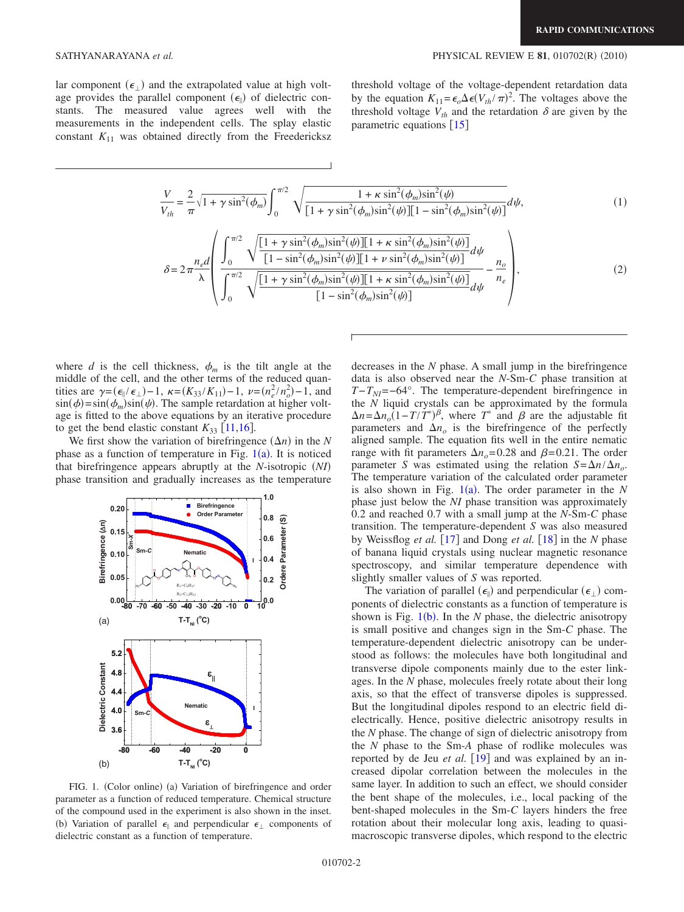lar component ($\epsilon_\perp$) and the extrapolated value at high voltage provides the parallel component ($\epsilon_\parallel$) of dielectric constants. The measured value agrees well with the measurements in the independent cells. The splay elastic constant $K_{11}$ was obtained directly from the Freedericksz threshold voltage of the voltage-dependent retardation data by the equation $K_{11}=\epsilon_o\Delta\epsilon(V_{th}/\pi)^2$. The voltages above the threshold voltage $V_{th}$ and the retardation $\delta$ are given by the parametric equations [15]

$$\frac{V}{V_{th}} = \frac{2}{\pi}\sqrt{1+\gamma\sin^2(\phi_m)}\int_0^{\pi/2}\sqrt{\frac{1+\kappa\sin^2(\phi_m)\sin^2(\psi)}{[1+\gamma\sin^2(\phi_m)\sin^2(\psi)][1-\sin^2(\phi_m)\sin^2(\psi)]}}d\psi, \tag{1}$$

$$\delta = 2\pi\frac{n_e d}{\lambda}\left(\frac{\displaystyle\int_0^{\pi/2}\sqrt{\frac{[1+\gamma\sin^2(\phi_m)\sin^2(\psi)][1+\kappa\sin^2(\phi_m)\sin^2(\psi)]}{[1-\sin^2(\phi_m)\sin^2(\psi)][1+\nu\sin^2(\phi_m)\sin^2(\psi)]}}d\psi}{\displaystyle\int_0^{\pi/2}\sqrt{\frac{[1+\gamma\sin^2(\phi_m)\sin^2(\psi)][1+\kappa\sin^2(\phi_m)\sin^2(\psi)]}{[1-\sin^2(\phi_m)\sin^2(\psi)]}}d\psi} - \frac{n_o}{n_e}\right), \tag{2}$$

where $d$ is the cell thickness, $\phi_m$ is the tilt angle at the middle of the cell, and the other terms of the reduced quantities are $\gamma=(\epsilon_\parallel/\epsilon_\perp)-1$, $\kappa=(K_{33}/K_{11})-1$, $\nu=(n_e^2/n_o^2)-1$, and $\sin(\phi)=\sin(\phi_m)\sin(\psi)$. The sample retardation at higher voltage is fitted to the above equations by an iterative procedure to get the bend elastic constant $K_{33}$ [11,16].

We first show the variation of birefringence ($\Delta n$) in the $N$ phase as a function of temperature in Fig. 1(a). It is noticed that birefringence appears abruptly at the $N$-isotropic ($NI$) phase transition and gradually increases as the temperature decreases in the $N$ phase. A small jump in the birefringence data is also observed near the $N$-Sm-$C$ phase transition at $T-T_{NI}=-64°$. The temperature-dependent birefringence in the $N$ liquid crystals can be approximated by the formula $\Delta n=\Delta n_o(1-T/T^*)^\beta$, where $T^*$ and $\beta$ are the adjustable fit parameters and $\Delta n_o$ is the birefringence of the perfectly aligned sample. The equation fits well in the entire nematic range with fit parameters $\Delta n_o=0.28$ and $\beta=0.21$. The order parameter $S$ was estimated using the relation $S=\Delta n/\Delta n_o$. The temperature variation of the calculated order parameter is also shown in Fig. 1(a). The order parameter in the $N$ phase just below the $NI$ phase transition was approximately 0.2 and reached 0.7 with a small jump at the $N$-Sm-$C$ phase transition. The temperature-dependent $S$ was also measured by Weissflog *et al.* [17] and Dong *et al.* [18] in the $N$ phase of banana liquid crystals using nuclear magnetic resonance spectroscopy, and similar temperature dependence with slightly smaller values of $S$ was reported.

FIG. 1. (Color online) (a) Variation of birefringence and order parameter as a function of reduced temperature. Chemical structure of the compound used in the experiment is also shown in the inset. (b) Variation of parallel $\epsilon_\parallel$ and perpendicular $\epsilon_\perp$ components of dielectric constant as a function of temperature.

The variation of parallel ($\epsilon_\parallel$) and perpendicular ($\epsilon_\perp$) components of dielectric constants as a function of temperature is shown is Fig. 1(b). In the $N$ phase, the dielectric anisotropy is small positive and changes sign in the Sm-$C$ phase. The temperature-dependent dielectric anisotropy can be understood as follows: the molecules have both longitudinal and transverse dipole components mainly due to the ester linkages. In the $N$ phase, molecules freely rotate about their long axis, so that the effect of transverse dipoles is suppressed. But the longitudinal dipoles respond to an electric field dielectrically. Hence, positive dielectric anisotropy results in the $N$ phase. The change of sign of dielectric anisotropy from the $N$ phase to the Sm-$A$ phase of rodlike molecules was reported by de Jeu *et al.* [19] and was explained by an increased dipolar correlation between the molecules in the same layer. In addition to such an effect, we should consider the bent shape of the molecules, i.e., local packing of the bent-shaped molecules in the Sm-$C$ layers hinders the free rotation about their molecular long axis, leading to quasi-macroscopic transverse dipoles, which respond to the electric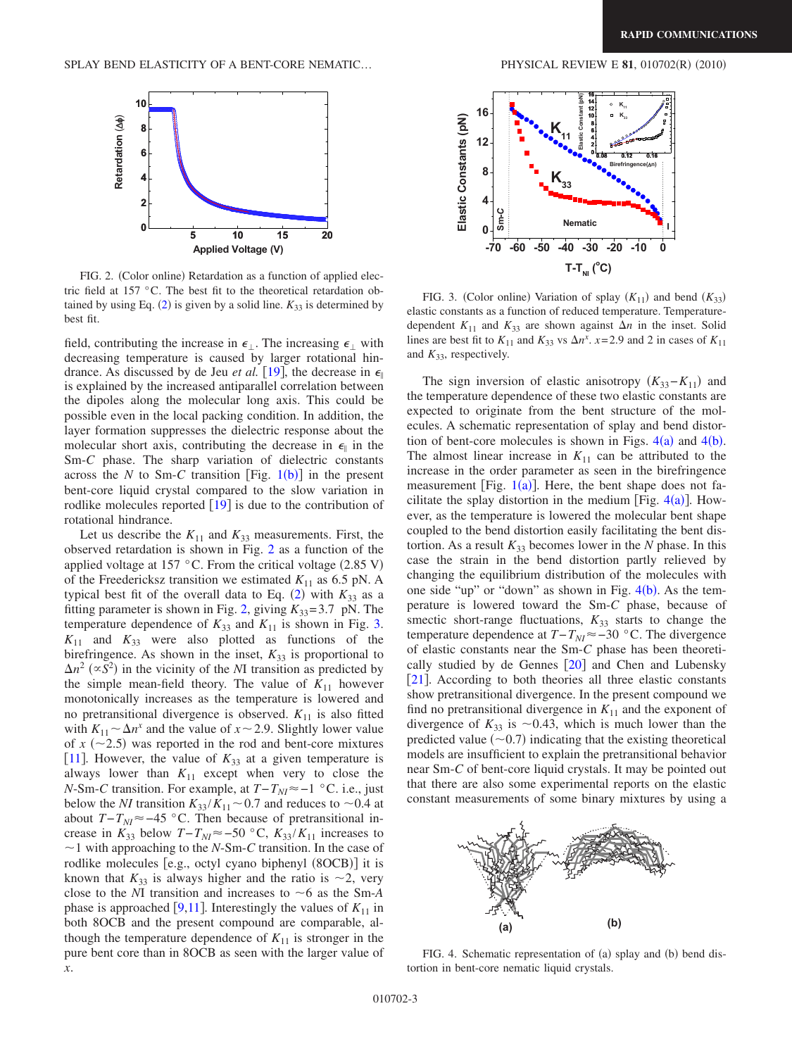FIG. 2. (Color online) Retardation as a function of applied electric field at 157 °C. The best fit to the theoretical retardation obtained by using Eq. (2) is given by a solid line. $K_{33}$ is determined by best fit.

field, contributing the increase in $\epsilon_{\perp}$. The increasing $\epsilon_{\perp}$ with decreasing temperature is caused by larger rotational hindrance. As discussed by de Jeu *et al.* [19], the decrease in $\epsilon_{\parallel}$ is explained by the increased antiparallel correlation between the dipoles along the molecular long axis. This could be possible even in the local packing condition. In addition, the layer formation suppresses the dielectric response about the molecular short axis, contributing the decrease in $\epsilon_{\parallel}$ in the Sm-*C* phase. The sharp variation of dielectric constants across the *N* to Sm-*C* transition [Fig. 1(b)] in the present bent-core liquid crystal compared to the slow variation in rodlike molecules reported [19] is due to the contribution of rotational hindrance.

Let us describe the $K_{11}$ and $K_{33}$ measurements. First, the observed retardation is shown in Fig. 2 as a function of the applied voltage at 157 °C. From the critical voltage (2.85 V) of the Freedericksz transition we estimated $K_{11}$ as 6.5 pN. A typical best fit of the overall data to Eq. (2) with $K_{33}$ as a fitting parameter is shown in Fig. 2, giving $K_{33}=3.7$ pN. The temperature dependence of $K_{33}$ and $K_{11}$ is shown in Fig. 3. $K_{11}$ and $K_{33}$ were also plotted as functions of the birefringence. As shown in the inset, $K_{33}$ is proportional to $\Delta n^2$ ($\propto S^2$) in the vicinity of the *NI* transition as predicted by the simple mean-field theory. The value of $K_{11}$ however monotonically increases as the temperature is lowered and no pretransitional divergence is observed. $K_{11}$ is also fitted with $K_{11}\sim\Delta n^x$ and the value of $x\sim 2.9$. Slightly lower value of $x$ ($\sim 2.5$) was reported in the rod and bent-core mixtures [11]. However, the value of $K_{33}$ at a given temperature is always lower than $K_{11}$ except when very close to the *N*-Sm-*C* transition. For example, at $T-T_{NI}\approx -1$ °C. i.e., just below the *NI* transition $K_{33}/K_{11}\sim 0.7$ and reduces to $\sim 0.4$ at about $T-T_{NI}\approx -45$ °C. Then because of pretransitional increase in $K_{33}$ below $T-T_{NI}\approx -50$ °C, $K_{33}/K_{11}$ increases to $\sim 1$ with approaching to the *N*-Sm-*C* transition. In the case of rodlike molecules [e.g., octyl cyano biphenyl (8OCB)] it is known that $K_{33}$ is always higher and the ratio is $\sim 2$, very close to the *NI* transition and increases to $\sim 6$ as the Sm-*A* phase is approached [9,11]. Interestingly the values of $K_{11}$ in both 8OCB and the present compound are comparable, although the temperature dependence of $K_{11}$ is stronger in the pure bent core than in 8OCB as seen with the larger value of $x$.

FIG. 3. (Color online) Variation of splay ($K_{11}$) and bend ($K_{33}$) elastic constants as a function of reduced temperature. Temperature-dependent $K_{11}$ and $K_{33}$ are shown against $\Delta n$ in the inset. Solid lines are best fit to $K_{11}$ and $K_{33}$ vs $\Delta n^x$. $x=2.9$ and 2 in cases of $K_{11}$ and $K_{33}$, respectively.

The sign inversion of elastic anisotropy ($K_{33}-K_{11}$) and the temperature dependence of these two elastic constants are expected to originate from the bent structure of the molecules. A schematic representation of splay and bend distortion of bent-core molecules is shown in Figs. 4(a) and 4(b). The almost linear increase in $K_{11}$ can be attributed to the increase in the order parameter as seen in the birefringence measurement [Fig. 1(a)]. Here, the bent shape does not facilitate the splay distortion in the medium [Fig. 4(a)]. However, as the temperature is lowered the molecular bent shape coupled to the bend distortion easily facilitating the bent distortion. As a result $K_{33}$ becomes lower in the *N* phase. In this case the strain in the bend distortion partly relieved by changing the equilibrium distribution of the molecules with one side "up" or "down" as shown in Fig. 4(b). As the temperature is lowered toward the Sm-*C* phase, because of smectic short-range fluctuations, $K_{33}$ starts to change the temperature dependence at $T-T_{NI}\approx -30$ °C. The divergence of elastic constants near the Sm-*C* phase has been theoretically studied by de Gennes [20] and Chen and Lubensky [21]. According to both theories all three elastic constants show pretransitional divergence. In the present compound we find no pretransitional divergence in $K_{11}$ and the exponent of divergence of $K_{33}$ is $\sim 0.43$, which is much lower than the predicted value ($\sim 0.7$) indicating that the existing theoretical models are insufficient to explain the pretransitional behavior near Sm-*C* of bent-core liquid crystals. It may be pointed out that there are also some experimental reports on the elastic constant measurements of some binary mixtures by using a

FIG. 4. Schematic representation of (a) splay and (b) bend distortion in bent-core nematic liquid crystals.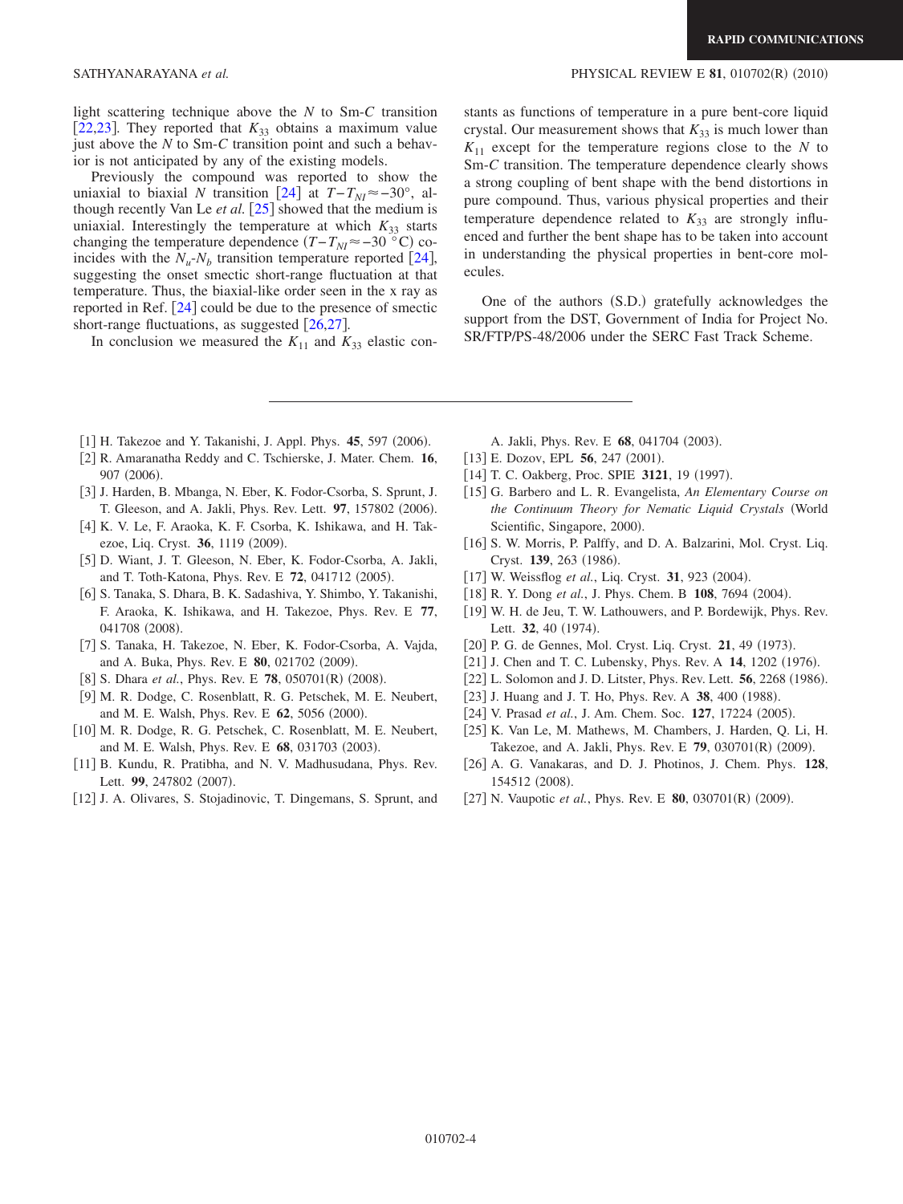light scattering technique above the $N$ to Sm-$C$ transition [22,23]. They reported that $K_{33}$ obtains a maximum value just above the $N$ to Sm-$C$ transition point and such a behavior is not anticipated by any of the existing models.

Previously the compound was reported to show the uniaxial to biaxial $N$ transition [24] at $T-T_{NI}\approx -30°$, although recently Van Le *et al.* [25] showed that the medium is uniaxial. Interestingly the temperature at which $K_{33}$ starts changing the temperature dependence ($T-T_{NI}\approx -30$ °C) coincides with the $N_u$-$N_b$ transition temperature reported [24], suggesting the onset smectic short-range fluctuation at that temperature. Thus, the biaxial-like order seen in the x ray as reported in Ref. [24] could be due to the presence of smectic short-range fluctuations, as suggested [26,27].

In conclusion we measured the $K_{11}$ and $K_{33}$ elastic constants as functions of temperature in a pure bent-core liquid crystal. Our measurement shows that $K_{33}$ is much lower than $K_{11}$ except for the temperature regions close to the $N$ to Sm-$C$ transition. The temperature dependence clearly shows a strong coupling of bent shape with the bend distortions in pure compound. Thus, various physical properties and their temperature dependence related to $K_{33}$ are strongly influenced and further the bent shape has to be taken into account in understanding the physical properties in bent-core molecules.

One of the authors (S.D.) gratefully acknowledges the support from the DST, Government of India for Project No. SR/FTP/PS-48/2006 under the SERC Fast Track Scheme.

---

[1] H. Takezoe and Y. Takanishi, J. Appl. Phys. **45**, 597 (2006).

[2] R. Amaranatha Reddy and C. Tschierske, J. Mater. Chem. **16**, 907 (2006).

[3] J. Harden, B. Mbanga, N. Eber, K. Fodor-Csorba, S. Sprunt, J. T. Gleeson, and A. Jakli, Phys. Rev. Lett. **97**, 157802 (2006).

[4] K. V. Le, F. Araoka, K. F. Csorba, K. Ishikawa, and H. Takezoe, Liq. Cryst. **36**, 1119 (2009).

[5] D. Wiant, J. T. Gleeson, N. Eber, K. Fodor-Csorba, A. Jakli, and T. Toth-Katona, Phys. Rev. E **72**, 041712 (2005).

[6] S. Tanaka, S. Dhara, B. K. Sadashiva, Y. Shimbo, Y. Takanishi, F. Araoka, K. Ishikawa, and H. Takezoe, Phys. Rev. E **77**, 041708 (2008).

[7] S. Tanaka, H. Takezoe, N. Eber, K. Fodor-Csorba, A. Vajda, and A. Buka, Phys. Rev. E **80**, 021702 (2009).

[8] S. Dhara *et al.*, Phys. Rev. E **78**, 050701(R) (2008).

[9] M. R. Dodge, C. Rosenblatt, R. G. Petschek, M. E. Neubert, and M. E. Walsh, Phys. Rev. E **62**, 5056 (2000).

[10] M. R. Dodge, R. G. Petschek, C. Rosenblatt, M. E. Neubert, and M. E. Walsh, Phys. Rev. E **68**, 031703 (2003).

[11] B. Kundu, R. Pratibha, and N. V. Madhusudana, Phys. Rev. Lett. **99**, 247802 (2007).

[12] J. A. Olivares, S. Stojadinovic, T. Dingemans, S. Sprunt, and A. Jakli, Phys. Rev. E **68**, 041704 (2003).

[13] E. Dozov, EPL **56**, 247 (2001).

[14] T. C. Oakberg, Proc. SPIE **3121**, 19 (1997).

[15] G. Barbero and L. R. Evangelista, *An Elementary Course on the Continuum Theory for Nematic Liquid Crystals* (World Scientific, Singapore, 2000).

[16] S. W. Morris, P. Palffy, and D. A. Balzarini, Mol. Cryst. Liq. Cryst. **139**, 263 (1986).

[17] W. Weissflog *et al.*, Liq. Cryst. **31**, 923 (2004).

[18] R. Y. Dong *et al.*, J. Phys. Chem. B **108**, 7694 (2004).

[19] W. H. de Jeu, T. W. Lathouwers, and P. Bordewijk, Phys. Rev. Lett. **32**, 40 (1974).

[20] P. G. de Gennes, Mol. Cryst. Liq. Cryst. **21**, 49 (1973).

[21] J. Chen and T. C. Lubensky, Phys. Rev. A **14**, 1202 (1976).

[22] L. Solomon and J. D. Litster, Phys. Rev. Lett. **56**, 2268 (1986).

[23] J. Huang and J. T. Ho, Phys. Rev. A **38**, 400 (1988).

[24] V. Prasad *et al.*, J. Am. Chem. Soc. **127**, 17224 (2005).

[25] K. Van Le, M. Mathews, M. Chambers, J. Harden, Q. Li, H. Takezoe, and A. Jakli, Phys. Rev. E **79**, 030701(R) (2009).

[26] A. G. Vanakaras, and D. J. Photinos, J. Chem. Phys. **128**, 154512 (2008).

[27] N. Vaupotic *et al.*, Phys. Rev. E **80**, 030701(R) (2009).